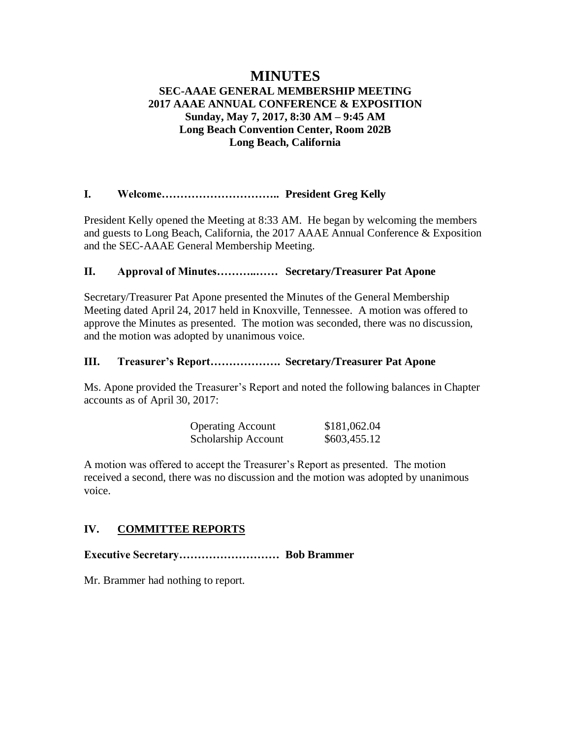# MINUTES

## SEC-AAAE GENERAL MEMBERSHIP MEETING
## 2017 AAAE ANNUAL CONFERENCE & EXPOSITION
**Sunday, May 7, 2017, 8:30 AM – 9:45 AM**
**Long Beach Convention Center, Room 202B**
**Long Beach, California**

### I. Welcome………………………….. President Greg Kelly

President Kelly opened the Meeting at 8:33 AM. He began by welcoming the members and guests to Long Beach, California, the 2017 AAAE Annual Conference & Exposition and the SEC-AAAE General Membership Meeting.

### II. Approval of Minutes………..…… Secretary/Treasurer Pat Apone

Secretary/Treasurer Pat Apone presented the Minutes of the General Membership Meeting dated April 24, 2017 held in Knoxville, Tennessee. A motion was offered to approve the Minutes as presented. The motion was seconded, there was no discussion, and the motion was adopted by unanimous voice.

### III. Treasurer's Report………………. Secretary/Treasurer Pat Apone

Ms. Apone provided the Treasurer's Report and noted the following balances in Chapter accounts as of April 30, 2017:

| Account | Balance |
|---|---|
| Operating Account | $181,062.04 |
| Scholarship Account | $603,455.12 |

A motion was offered to accept the Treasurer's Report as presented. The motion received a second, there was no discussion and the motion was adopted by unanimous voice.

### IV. <u>COMMITTEE REPORTS</u>

**Executive Secretary……………………… Bob Brammer**

Mr. Brammer had nothing to report.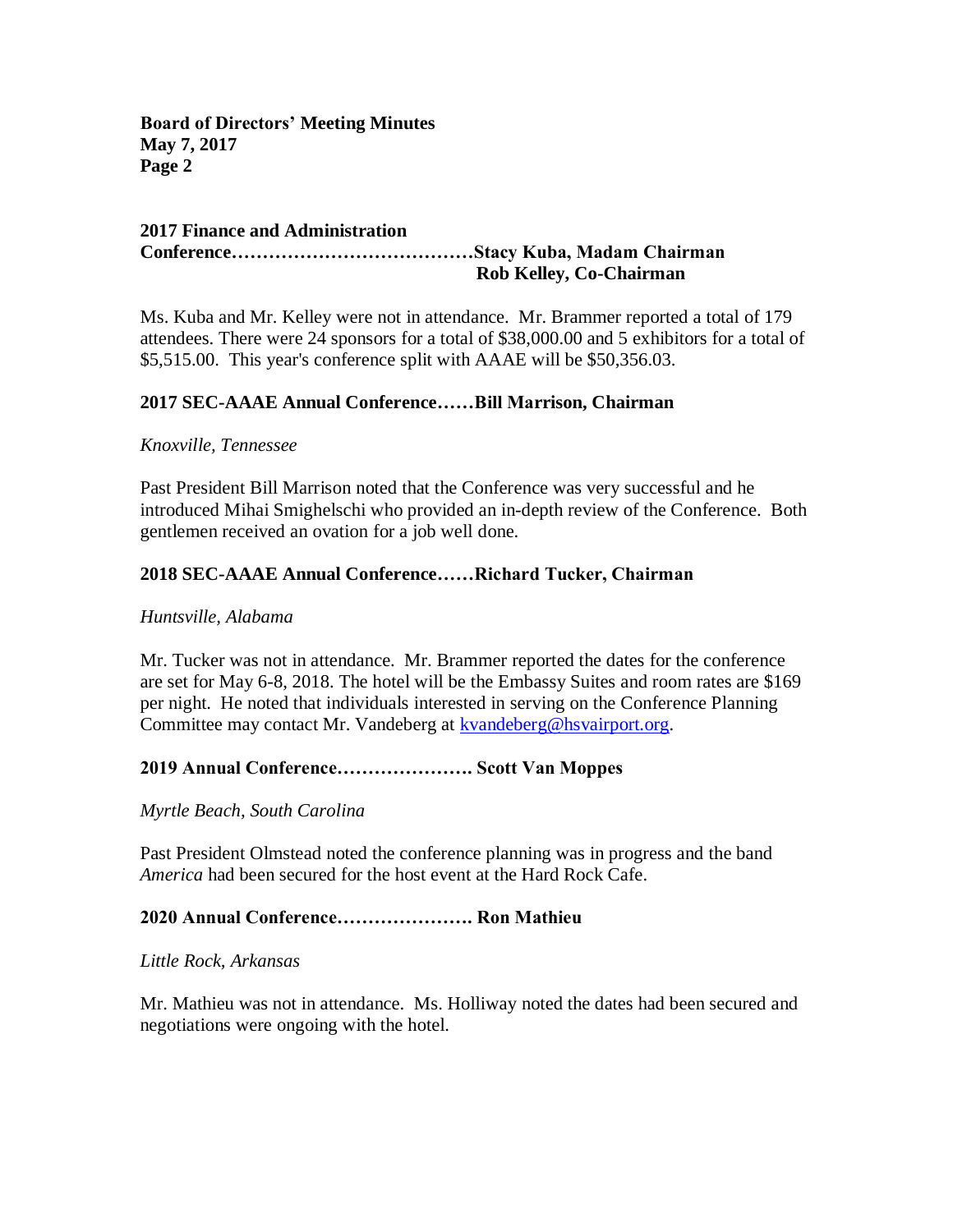**2017 Finance and Administration Conference…………………………………Stacy Kuba, Madam Chairman**
**Rob Kelley, Co-Chairman**

Ms. Kuba and Mr. Kelley were not in attendance. Mr. Brammer reported a total of 179 attendees. There were 24 sponsors for a total of $38,000.00 and 5 exhibitors for a total of $5,515.00. This year's conference split with AAAE will be $50,356.03.

**2017 SEC-AAAE Annual Conference……Bill Marrison, Chairman**

*Knoxville, Tennessee*

Past President Bill Marrison noted that the Conference was very successful and he introduced Mihai Smighelschi who provided an in-depth review of the Conference. Both gentlemen received an ovation for a job well done.

**2018 SEC-AAAE Annual Conference……Richard Tucker, Chairman**

*Huntsville, Alabama*

Mr. Tucker was not in attendance. Mr. Brammer reported the dates for the conference are set for May 6-8, 2018. The hotel will be the Embassy Suites and room rates are $169 per night. He noted that individuals interested in serving on the Conference Planning Committee may contact Mr. Vandeberg at [kvandeberg@hsvairport.org](mailto:kvandeberg@hsvairport.org).

**2019 Annual Conference…………………. Scott Van Moppes**

*Myrtle Beach, South Carolina*

Past President Olmstead noted the conference planning was in progress and the band *America* had been secured for the host event at the Hard Rock Cafe.

**2020 Annual Conference…………………. Ron Mathieu**

*Little Rock, Arkansas*

Mr. Mathieu was not in attendance. Ms. Holliway noted the dates had been secured and negotiations were ongoing with the hotel.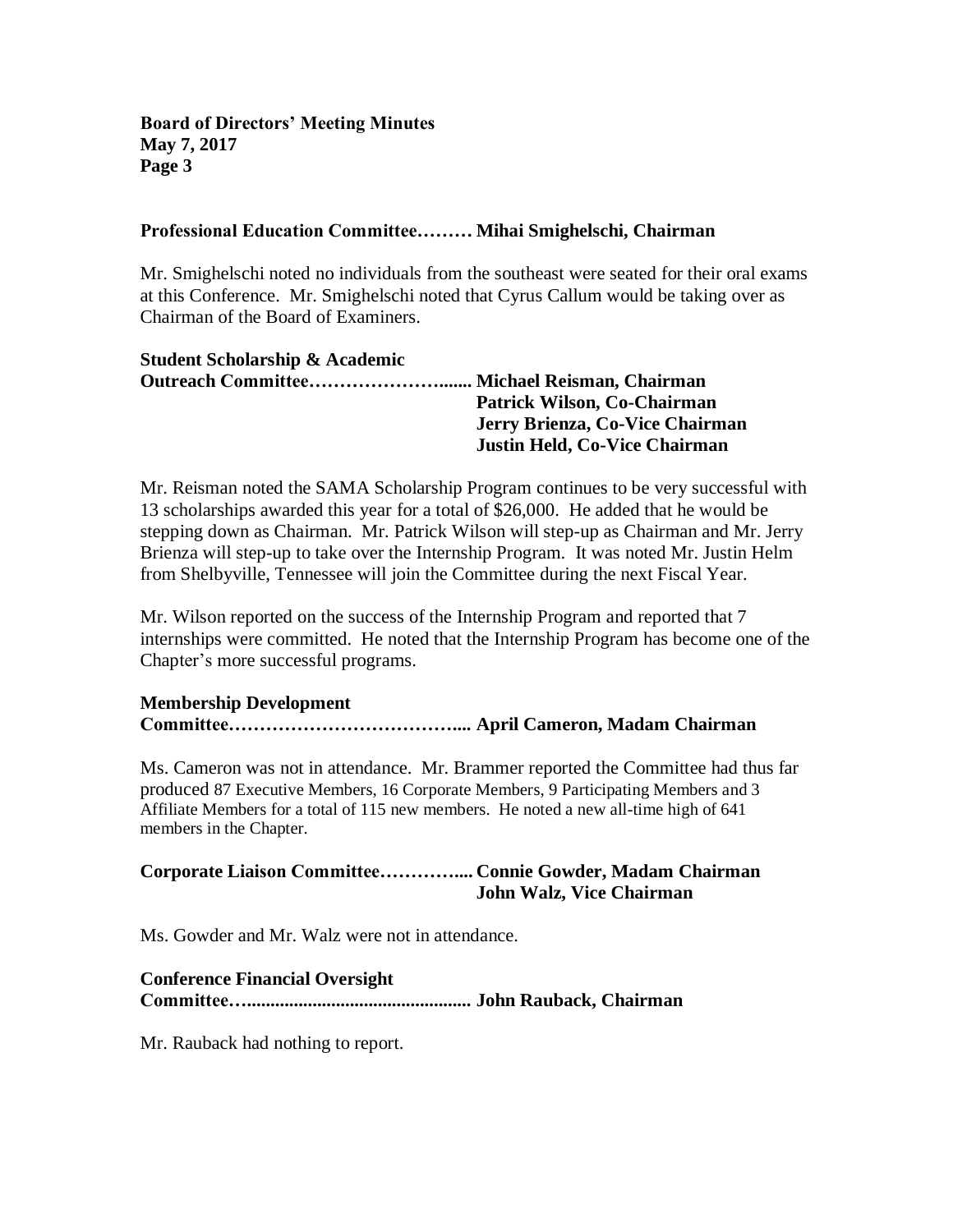**Professional Education Committee……… Mihai Smighelschi, Chairman**

Mr. Smighelschi noted no individuals from the southeast were seated for their oral exams at this Conference. Mr. Smighelschi noted that Cyrus Callum would be taking over as Chairman of the Board of Examiners.

**Student Scholarship & Academic Outreach Committee…………………...... Michael Reisman, Chairman**
**Patrick Wilson, Co-Chairman**
**Jerry Brienza, Co-Vice Chairman**
**Justin Held, Co-Vice Chairman**

Mr. Reisman noted the SAMA Scholarship Program continues to be very successful with 13 scholarships awarded this year for a total of $26,000. He added that he would be stepping down as Chairman. Mr. Patrick Wilson will step-up as Chairman and Mr. Jerry Brienza will step-up to take over the Internship Program. It was noted Mr. Justin Helm from Shelbyville, Tennessee will join the Committee during the next Fiscal Year.

Mr. Wilson reported on the success of the Internship Program and reported that 7 internships were committed. He noted that the Internship Program has become one of the Chapter's more successful programs.

**Membership Development Committee……………………………….... April Cameron, Madam Chairman**

Ms. Cameron was not in attendance. Mr. Brammer reported the Committee had thus far produced 87 Executive Members, 16 Corporate Members, 9 Participating Members and 3 Affiliate Members for a total of 115 new members. He noted a new all-time high of 641 members in the Chapter.

**Corporate Liaison Committee………….... Connie Gowder, Madam Chairman**
**John Walz, Vice Chairman**

Ms. Gowder and Mr. Walz were not in attendance.

**Conference Financial Oversight Committee…............................................... John Rauback, Chairman**

Mr. Rauback had nothing to report.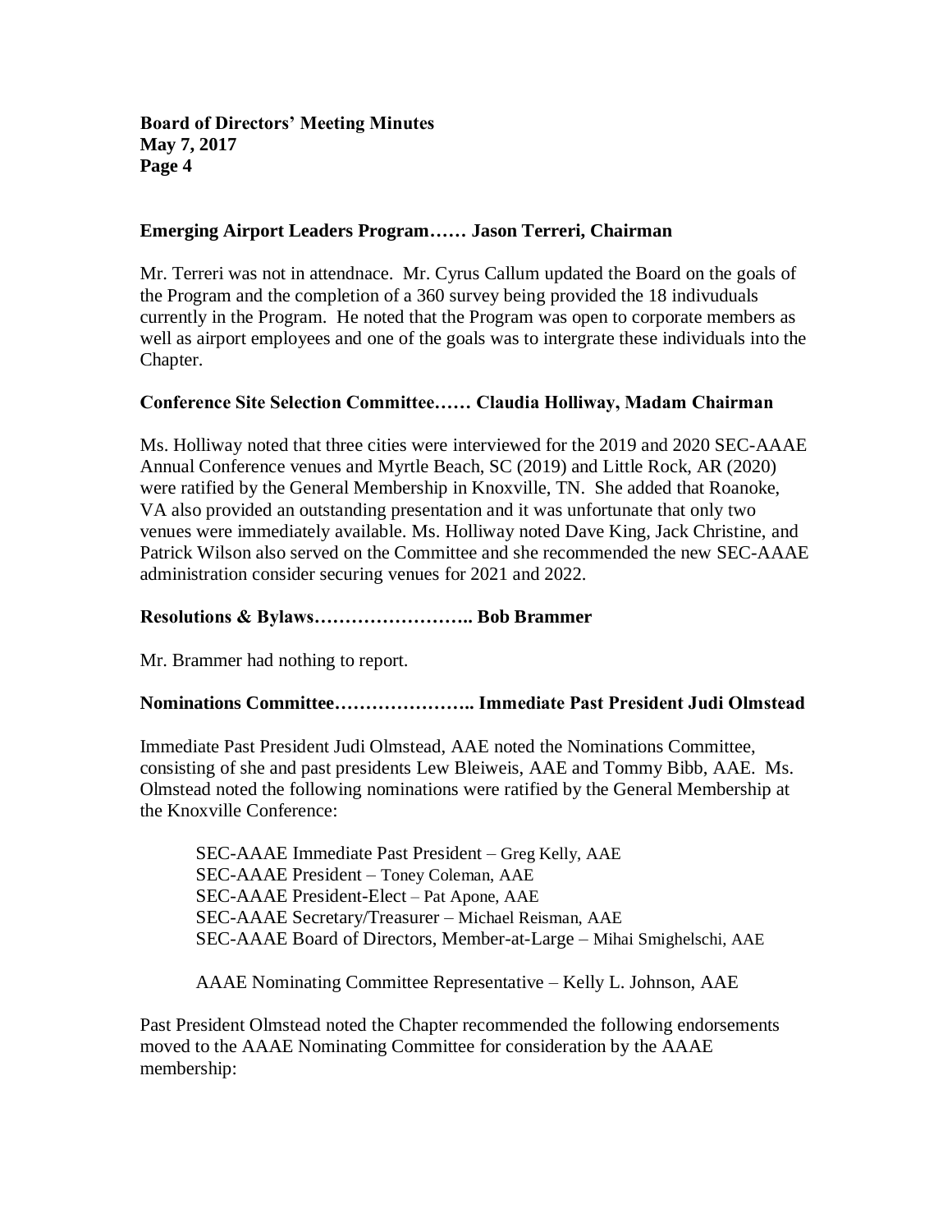**Emerging Airport Leaders Program…… Jason Terreri, Chairman**

Mr. Terreri was not in attendnace. Mr. Cyrus Callum updated the Board on the goals of the Program and the completion of a 360 survey being provided the 18 indivuduals currently in the Program. He noted that the Program was open to corporate members as well as airport employees and one of the goals was to intergrate these individuals into the Chapter.

**Conference Site Selection Committee…… Claudia Holliway, Madam Chairman**

Ms. Holliway noted that three cities were interviewed for the 2019 and 2020 SEC-AAAE Annual Conference venues and Myrtle Beach, SC (2019) and Little Rock, AR (2020) were ratified by the General Membership in Knoxville, TN. She added that Roanoke, VA also provided an outstanding presentation and it was unfortunate that only two venues were immediately available. Ms. Holliway noted Dave King, Jack Christine, and Patrick Wilson also served on the Committee and she recommended the new SEC-AAAE administration consider securing venues for 2021 and 2022.

**Resolutions & Bylaws…………………….. Bob Brammer**

Mr. Brammer had nothing to report.

**Nominations Committee………………….. Immediate Past President Judi Olmstead**

Immediate Past President Judi Olmstead, AAE noted the Nominations Committee, consisting of she and past presidents Lew Bleiweis, AAE and Tommy Bibb, AAE. Ms. Olmstead noted the following nominations were ratified by the General Membership at the Knoxville Conference:

SEC-AAAE Immediate Past President – Greg Kelly, AAE
SEC-AAAE President – Toney Coleman, AAE
SEC-AAAE President-Elect – Pat Apone, AAE
SEC-AAAE Secretary/Treasurer – Michael Reisman, AAE
SEC-AAAE Board of Directors, Member-at-Large – Mihai Smighelschi, AAE

AAAE Nominating Committee Representative – Kelly L. Johnson, AAE

Past President Olmstead noted the Chapter recommended the following endorsements moved to the AAAE Nominating Committee for consideration by the AAAE membership: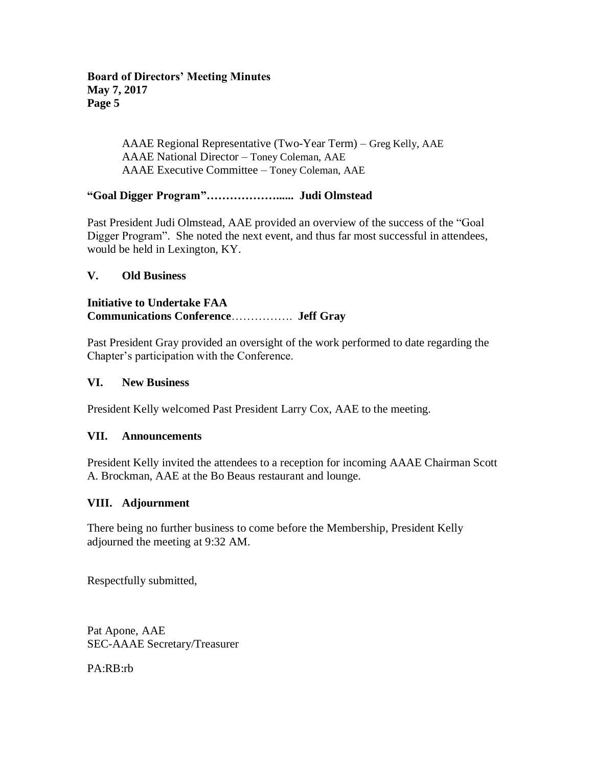AAAE Regional Representative (Two-Year Term) – Greg Kelly, AAE
AAAE National Director – Toney Coleman, AAE
AAAE Executive Committee – Toney Coleman, AAE

**"Goal Digger Program"…………………..... Judi Olmstead**

Past President Judi Olmstead, AAE provided an overview of the success of the "Goal Digger Program". She noted the next event, and thus far most successful in attendees, would be held in Lexington, KY.

## V. Old Business

**Initiative to Undertake FAA Communications Conference**……………. **Jeff Gray**

Past President Gray provided an oversight of the work performed to date regarding the Chapter's participation with the Conference.

## VI. New Business

President Kelly welcomed Past President Larry Cox, AAE to the meeting.

## VII. Announcements

President Kelly invited the attendees to a reception for incoming AAAE Chairman Scott A. Brockman, AAE at the Bo Beaus restaurant and lounge.

## VIII. Adjournment

There being no further business to come before the Membership, President Kelly adjourned the meeting at 9:32 AM.

Respectfully submitted,

Pat Apone, AAE
SEC-AAAE Secretary/Treasurer

PA:RB:rb